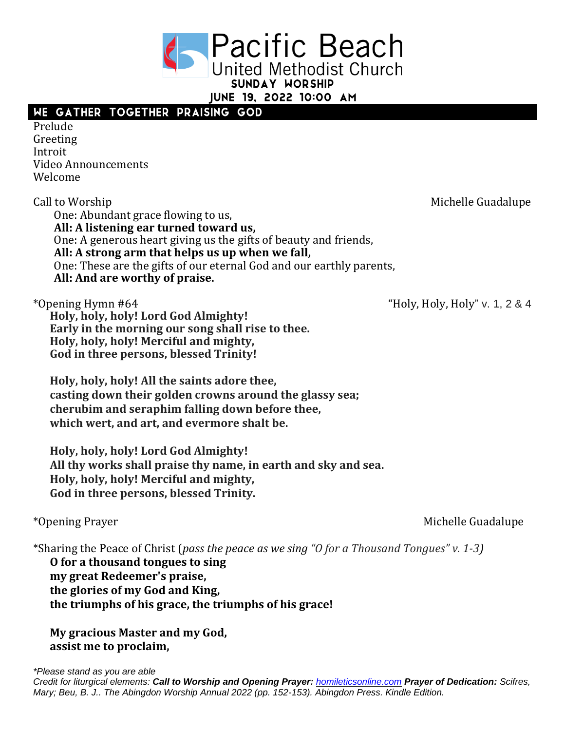# Pacific Beach United Methodist Church

**SUNDAY WORSHIP**

**JUNE 19, 2022 10:00 AM**

## WE GATHER TOGETHER PRAISING GOD

Prelude
Greeting
Introit
Video Announcements
Welcome

Call to Worship — Michelle Guadalupe

One: Abundant grace flowing to us,
**All: A listening ear turned toward us,**
One: A generous heart giving us the gifts of beauty and friends,
**All: A strong arm that helps us up when we fall,**
One: These are the gifts of our eternal God and our earthly parents,
**All: And are worthy of praise.**

*Opening Hymn #64 — "Holy, Holy, Holy" v. 1, 2 & 4

**Holy, holy, holy! Lord God Almighty!**
**Early in the morning our song shall rise to thee.**
**Holy, holy, holy! Merciful and mighty,**
**God in three persons, blessed Trinity!**

**Holy, holy, holy! All the saints adore thee,**
**casting down their golden crowns around the glassy sea;**
**cherubim and seraphim falling down before thee,**
**which wert, and art, and evermore shalt be.**

**Holy, holy, holy! Lord God Almighty!**
**All thy works shall praise thy name, in earth and sky and sea.**
**Holy, holy, holy! Merciful and mighty,**
**God in three persons, blessed Trinity.**

*Opening Prayer — Michelle Guadalupe

*Sharing the Peace of Christ (*pass the peace as we sing "O for a Thousand Tongues" v. 1-3)*

**O for a thousand tongues to sing**
**my great Redeemer's praise,**
**the glories of my God and King,**
**the triumphs of his grace, the triumphs of his grace!**

**My gracious Master and my God,**
**assist me to proclaim,**

*\*Please stand as you are able*
*Credit for liturgical elements:* ***Call to Worship and Opening Prayer:*** *homileticsonline.com* ***Prayer of Dedication:*** *Scifres, Mary; Beu, B. J.. The Abingdon Worship Annual 2022 (pp. 152-153). Abingdon Press. Kindle Edition.*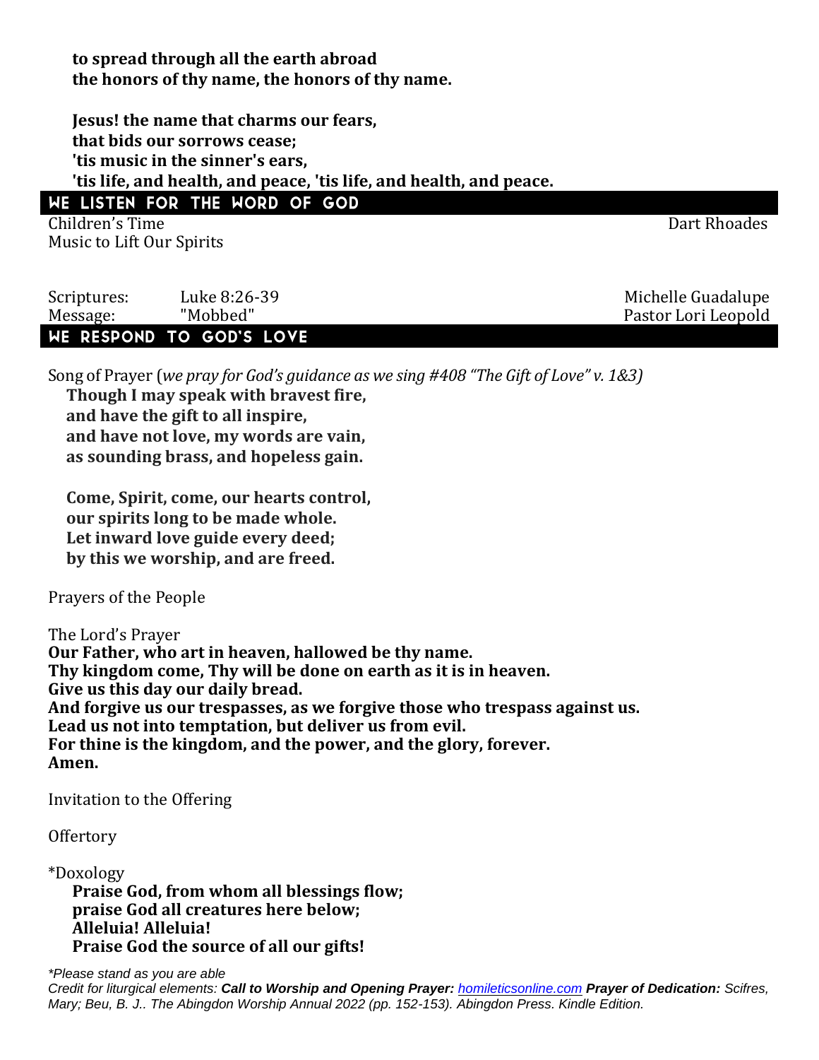**to spread through all the earth abroad**
**the honors of thy name, the honors of thy name.**

**Jesus! the name that charms our fears,**
**that bids our sorrows cease;**
**'tis music in the sinner's ears,**
**'tis life, and health, and peace, 'tis life, and health, and peace.**

## WE LISTEN FOR THE WORD OF GOD

Children's Time — Dart Rhoades
Music to Lift Our Spirits

Scriptures: Luke 8:26-39 — Michelle Guadalupe
Message: "Mobbed" — Pastor Lori Leopold

## WE RESPOND TO GOD'S LOVE

Song of Prayer (*we pray for God's guidance as we sing #408 "The Gift of Love" v. 1&3)*

**Though I may speak with bravest fire,**
**and have the gift to all inspire,**
**and have not love, my words are vain,**
**as sounding brass, and hopeless gain.**

**Come, Spirit, come, our hearts control,**
**our spirits long to be made whole.**
**Let inward love guide every deed;**
**by this we worship, and are freed.**

Prayers of the People

The Lord's Prayer
**Our Father, who art in heaven, hallowed be thy name.**
**Thy kingdom come, Thy will be done on earth as it is in heaven.**
**Give us this day our daily bread.**
**And forgive us our trespasses, as we forgive those who trespass against us.**
**Lead us not into temptation, but deliver us from evil.**
**For thine is the kingdom, and the power, and the glory, forever.**
**Amen.**

Invitation to the Offering

Offertory

*Doxology
**Praise God, from whom all blessings flow;**
**praise God all creatures here below;**
**Alleluia! Alleluia!**
**Praise God the source of all our gifts!**

*\*Please stand as you are able*
*Credit for liturgical elements: **Call to Worship and Opening Prayer:** homileticsonline.com **Prayer of Dedication:** Scifres, Mary; Beu, B. J.. The Abingdon Worship Annual 2022 (pp. 152-153). Abingdon Press. Kindle Edition.*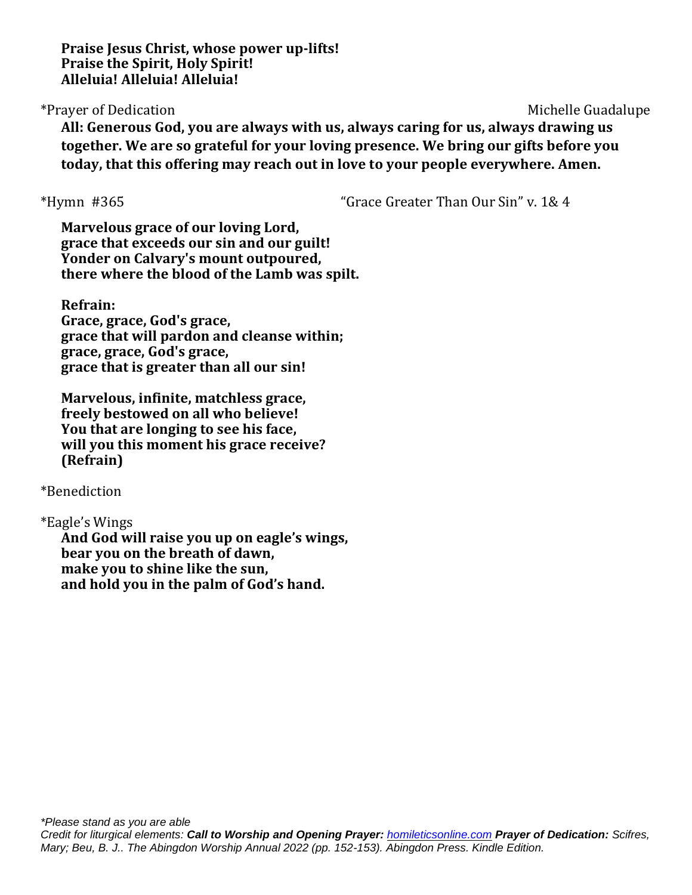**Praise Jesus Christ, whose power up-lifts!**
**Praise the Spirit, Holy Spirit!**
**Alleluia! Alleluia! Alleluia!**

*Prayer of Dedication — Michelle Guadalupe

**All: Generous God, you are always with us, always caring for us, always drawing us together. We are so grateful for your loving presence. We bring our gifts before you today, that this offering may reach out in love to your people everywhere. Amen.**

*Hymn #365 — "Grace Greater Than Our Sin" v. 1& 4

**Marvelous grace of our loving Lord,**
**grace that exceeds our sin and our guilt!**
**Yonder on Calvary's mount outpoured,**
**there where the blood of the Lamb was spilt.**

**Refrain:**
**Grace, grace, God's grace,**
**grace that will pardon and cleanse within;**
**grace, grace, God's grace,**
**grace that is greater than all our sin!**

**Marvelous, infinite, matchless grace,**
**freely bestowed on all who believe!**
**You that are longing to see his face,**
**will you this moment his grace receive?**
**(Refrain)**

*Benediction

*Eagle's Wings
**And God will raise you up on eagle's wings,**
**bear you on the breath of dawn,**
**make you to shine like the sun,**
**and hold you in the palm of God's hand.**

*\*Please stand as you are able*
*Credit for liturgical elements: **Call to Worship and Opening Prayer:** homileticsonline.com **Prayer of Dedication:** Scifres, Mary; Beu, B. J.. The Abingdon Worship Annual 2022 (pp. 152-153). Abingdon Press. Kindle Edition.*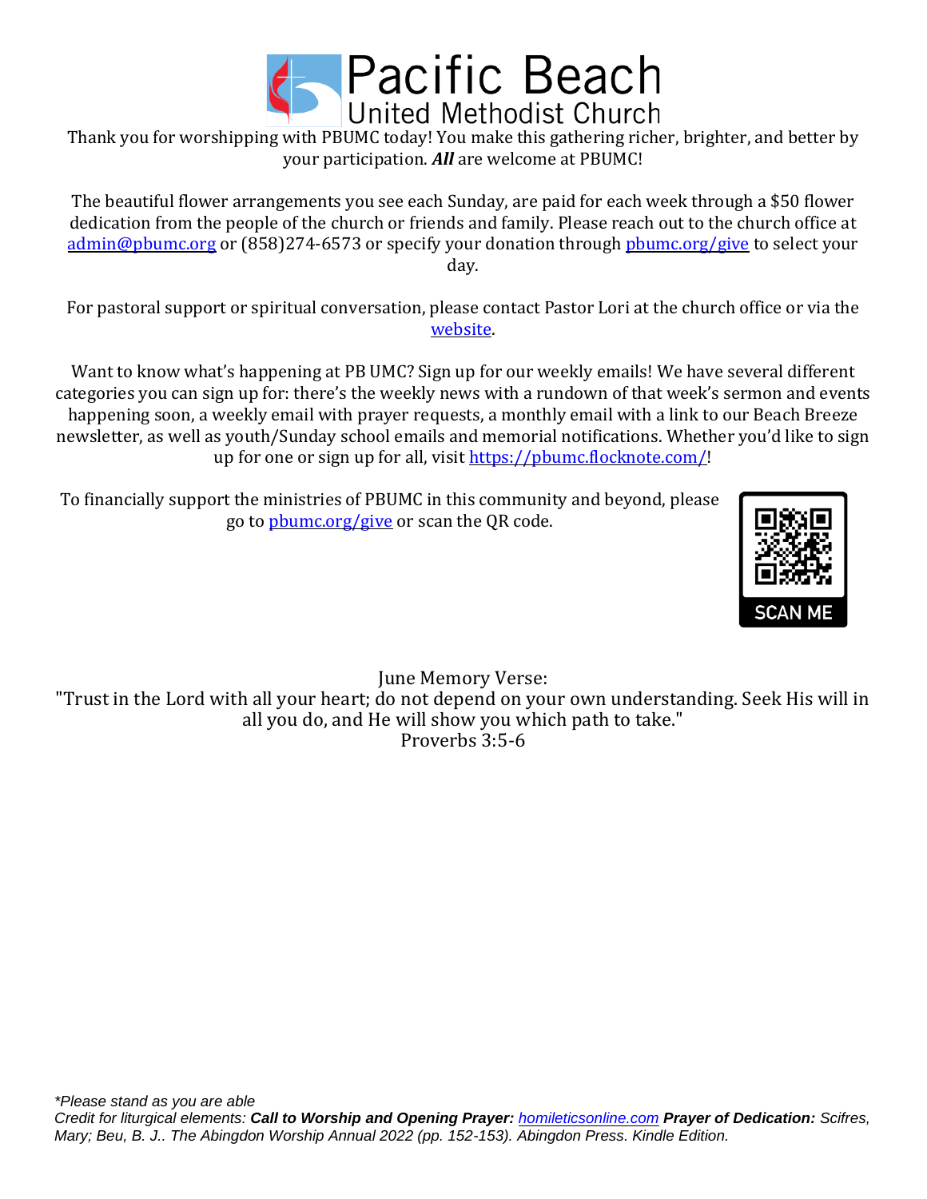# Pacific Beach
## United Methodist Church

Thank you for worshipping with PBUMC today! You make this gathering richer, brighter, and better by your participation. ***All*** are welcome at PBUMC!

The beautiful flower arrangements you see each Sunday, are paid for each week through a $50 flower dedication from the people of the church or friends and family. Please reach out to the church office at admin@pbumc.org or (858)274-6573 or specify your donation through pbumc.org/give to select your day.

For pastoral support or spiritual conversation, please contact Pastor Lori at the church office or via the website.

Want to know what's happening at PB UMC? Sign up for our weekly emails! We have several different categories you can sign up for: there's the weekly news with a rundown of that week's sermon and events happening soon, a weekly email with prayer requests, a monthly email with a link to our Beach Breeze newsletter, as well as youth/Sunday school emails and memorial notifications. Whether you'd like to sign up for one or sign up for all, visit https://pbumc.flocknote.com/!

To financially support the ministries of PBUMC in this community and beyond, please go to pbumc.org/give or scan the QR code.

SCAN ME

June Memory Verse:
"Trust in the Lord with all your heart; do not depend on your own understanding. Seek His will in all you do, and He will show you which path to take."
Proverbs 3:5-6

*\*Please stand as you are able*
*Credit for liturgical elements:* ***Call to Worship and Opening Prayer:*** *homileticsonline.com* ***Prayer of Dedication:*** *Scifres, Mary; Beu, B. J.. The Abingdon Worship Annual 2022 (pp. 152-153). Abingdon Press. Kindle Edition.*